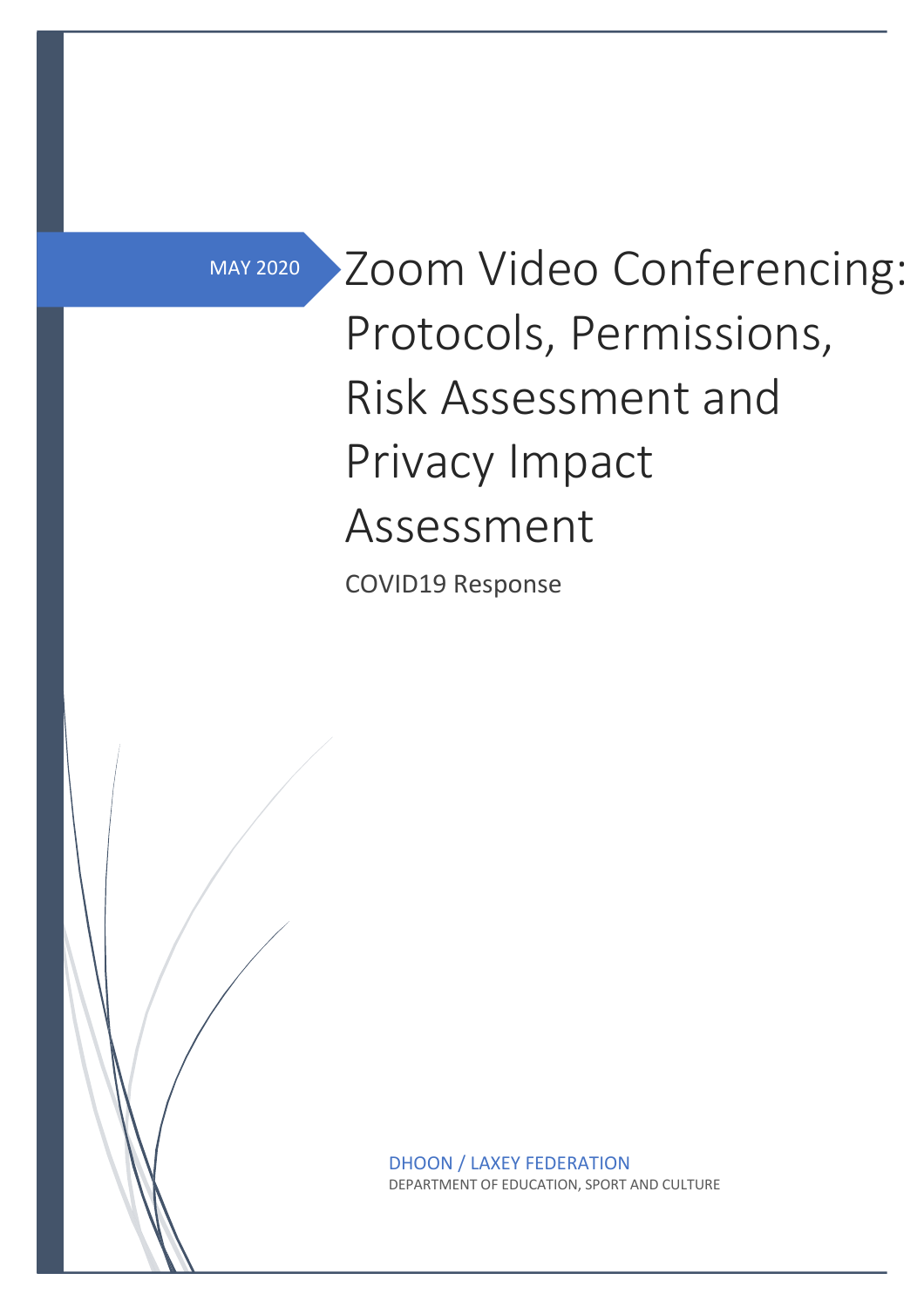MAY 2020

# Zoom Video Conferencing: Protocols, Permissions, Risk Assessment and Privacy Impact Assessment

COVID19 Response

DHOON / LAXEY FEDERATION

DEPARTMENT OF EDUCATION, SPORT AND CULTURE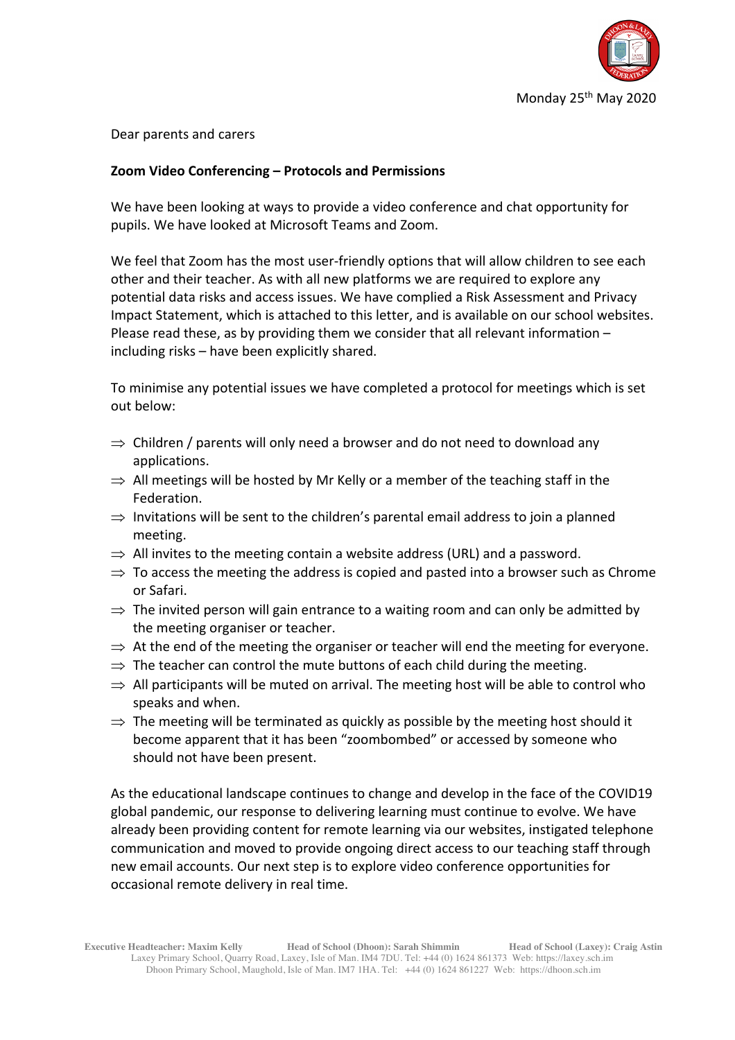Monday 25th May 2020

Dear parents and carers

**Zoom Video Conferencing – Protocols and Permissions**

We have been looking at ways to provide a video conference and chat opportunity for pupils. We have looked at Microsoft Teams and Zoom.

We feel that Zoom has the most user-friendly options that will allow children to see each other and their teacher. As with all new platforms we are required to explore any potential data risks and access issues. We have complied a Risk Assessment and Privacy Impact Statement, which is attached to this letter, and is available on our school websites. Please read these, as by providing them we consider that all relevant information – including risks – have been explicitly shared.

To minimise any potential issues we have completed a protocol for meetings which is set out below:

- ⇒ Children / parents will only need a browser and do not need to download any applications.
- ⇒ All meetings will be hosted by Mr Kelly or a member of the teaching staff in the Federation.
- ⇒ Invitations will be sent to the children's parental email address to join a planned meeting.
- ⇒ All invites to the meeting contain a website address (URL) and a password.
- ⇒ To access the meeting the address is copied and pasted into a browser such as Chrome or Safari.
- ⇒ The invited person will gain entrance to a waiting room and can only be admitted by the meeting organiser or teacher.
- ⇒ At the end of the meeting the organiser or teacher will end the meeting for everyone.
- ⇒ The teacher can control the mute buttons of each child during the meeting.
- ⇒ All participants will be muted on arrival. The meeting host will be able to control who speaks and when.
- ⇒ The meeting will be terminated as quickly as possible by the meeting host should it become apparent that it has been "zoombombed" or accessed by someone who should not have been present.

As the educational landscape continues to change and develop in the face of the COVID19 global pandemic, our response to delivering learning must continue to evolve. We have already been providing content for remote learning via our websites, instigated telephone communication and moved to provide ongoing direct access to our teaching staff through new email accounts. Our next step is to explore video conference opportunities for occasional remote delivery in real time.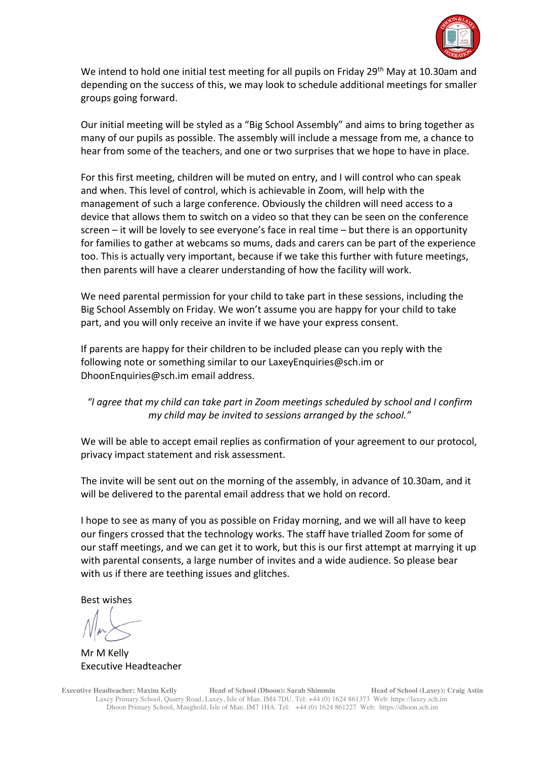We intend to hold one initial test meeting for all pupils on Friday 29th May at 10.30am and depending on the success of this, we may look to schedule additional meetings for smaller groups going forward.

Our initial meeting will be styled as a "Big School Assembly" and aims to bring together as many of our pupils as possible. The assembly will include a message from me, a chance to hear from some of the teachers, and one or two surprises that we hope to have in place.

For this first meeting, children will be muted on entry, and I will control who can speak and when. This level of control, which is achievable in Zoom, will help with the management of such a large conference. Obviously the children will need access to a device that allows them to switch on a video so that they can be seen on the conference screen – it will be lovely to see everyone's face in real time – but there is an opportunity for families to gather at webcams so mums, dads and carers can be part of the experience too. This is actually very important, because if we take this further with future meetings, then parents will have a clearer understanding of how the facility will work.

We need parental permission for your child to take part in these sessions, including the Big School Assembly on Friday. We won't assume you are happy for your child to take part, and you will only receive an invite if we have your express consent.

If parents are happy for their children to be included please can you reply with the following note or something similar to our LaxeyEnquiries@sch.im or DhoonEnquiries@sch.im email address.

*"I agree that my child can take part in Zoom meetings scheduled by school and I confirm my child may be invited to sessions arranged by the school."*

We will be able to accept email replies as confirmation of your agreement to our protocol, privacy impact statement and risk assessment.

The invite will be sent out on the morning of the assembly, in advance of 10.30am, and it will be delivered to the parental email address that we hold on record.

I hope to see as many of you as possible on Friday morning, and we will all have to keep our fingers crossed that the technology works. The staff have trialled Zoom for some of our staff meetings, and we can get it to work, but this is our first attempt at marrying it up with parental consents, a large number of invites and a wide audience. So please bear with us if there are teething issues and glitches.

Best wishes

Mr M Kelly
Executive Headteacher

**Executive Headteacher: Maxim Kelly** **Head of School (Dhoon): Sarah Shimmin** **Head of School (Laxey): Craig Astin**
Laxey Primary School, Quarry Road, Laxey, Isle of Man. IM4 7DU. Tel: +44 (0) 1624 861373 Web: https://laxey.sch.im
Dhoon Primary School, Maughold, Isle of Man. IM7 1HA. Tel: +44 (0) 1624 861227 Web: https://dhoon.sch.im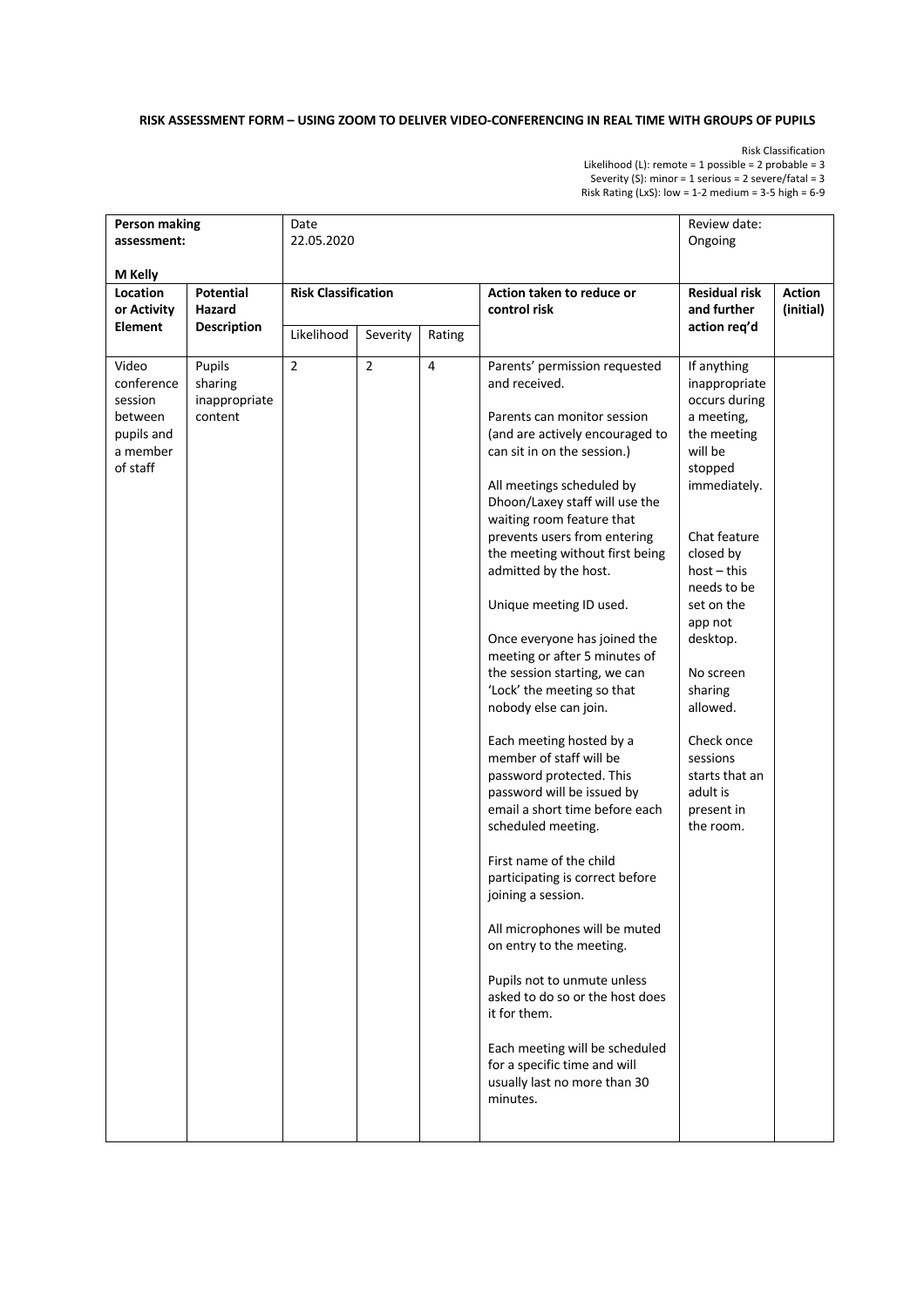**RISK ASSESSMENT FORM – USING ZOOM TO DELIVER VIDEO-CONFERENCING IN REAL TIME WITH GROUPS OF PUPILS**

Risk Classification
Likelihood (L): remote = 1 possible = 2 probable = 3
Severity (S): minor = 1 serious = 2 severe/fatal = 3
Risk Rating (LxS): low = 1-2 medium = 3-5 high = 6-9

| **Person making assessment:**<br><br>**M Kelly** | | Date<br>22.05.2020 | | | | Review date:<br>Ongoing | |
|---|---|---|---|---|---|---|---|
| **Location or Activity Element** | **Potential Hazard Description** | **Risk Classification** | | | **Action taken to reduce or control risk** | **Residual risk and further action req'd** | **Action (initial)** |
| | | Likelihood | Severity | Rating | | | |
| Video conference session between pupils and a member of staff | Pupils sharing inappropriate content | 2 | 2 | 4 | Parents' permission requested and received.<br><br>Parents can monitor session (and are actively encouraged to can sit in on the session.)<br><br>All meetings scheduled by Dhoon/Laxey staff will use the waiting room feature that prevents users from entering the meeting without first being admitted by the host.<br><br>Unique meeting ID used.<br><br>Once everyone has joined the meeting or after 5 minutes of the session starting, we can 'Lock' the meeting so that nobody else can join.<br><br>Each meeting hosted by a member of staff will be password protected. This password will be issued by email a short time before each scheduled meeting.<br><br>First name of the child participating is correct before joining a session.<br><br>All microphones will be muted on entry to the meeting.<br><br>Pupils not to unmute unless asked to do so or the host does it for them.<br><br>Each meeting will be scheduled for a specific time and will usually last no more than 30 minutes. | If anything inappropriate occurs during a meeting, the meeting will be stopped immediately.<br><br>Chat feature closed by host – this needs to be set on the app not desktop.<br><br>No screen sharing allowed.<br><br>Check once sessions starts that an adult is present in the room. | |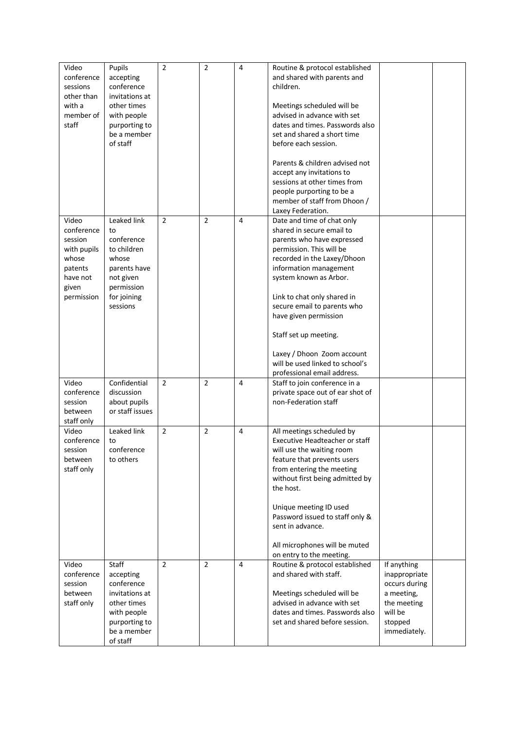| | | | | | | | |
|---|---|---|---|---|---|---|---|
| Video conference sessions other than with a member of staff | Pupils accepting conference invitations at other times with people purporting to be a member of staff | 2 | 2 | 4 | Routine & protocol established and shared with parents and children.<br><br>Meetings scheduled will be advised in advance with set dates and times. Passwords also set and shared a short time before each session.<br><br>Parents & children advised not accept any invitations to sessions at other times from people purporting to be a member of staff from Dhoon / Laxey Federation. | | |
| Video conference session with pupils whose patents have not given permission | Leaked link to conference to children whose parents have not given permission for joining sessions | 2 | 2 | 4 | Date and time of chat only shared in secure email to parents who have expressed permission. This will be recorded in the Laxey/Dhoon information management system known as Arbor.<br><br>Link to chat only shared in secure email to parents who have given permission<br><br>Staff set up meeting.<br><br>Laxey / Dhoon Zoom account will be used linked to school's professional email address. | | |
| Video conference session between staff only | Confidential discussion about pupils or staff issues | 2 | 2 | 4 | Staff to join conference in a private space out of ear shot of non-Federation staff | | |
| Video conference session between staff only | Leaked link to conference to others | 2 | 2 | 4 | All meetings scheduled by Executive Headteacher or staff will use the waiting room feature that prevents users from entering the meeting without first being admitted by the host.<br><br>Unique meeting ID used<br>Password issued to staff only & sent in advance.<br><br>All microphones will be muted on entry to the meeting. | | |
| Video conference session between staff only | Staff accepting conference invitations at other times with people purporting to be a member of staff | 2 | 2 | 4 | Routine & protocol established and shared with staff.<br><br>Meetings scheduled will be advised in advance with set dates and times. Passwords also set and shared before session. | If anything inappropriate occurs during a meeting, the meeting will be stopped immediately. | |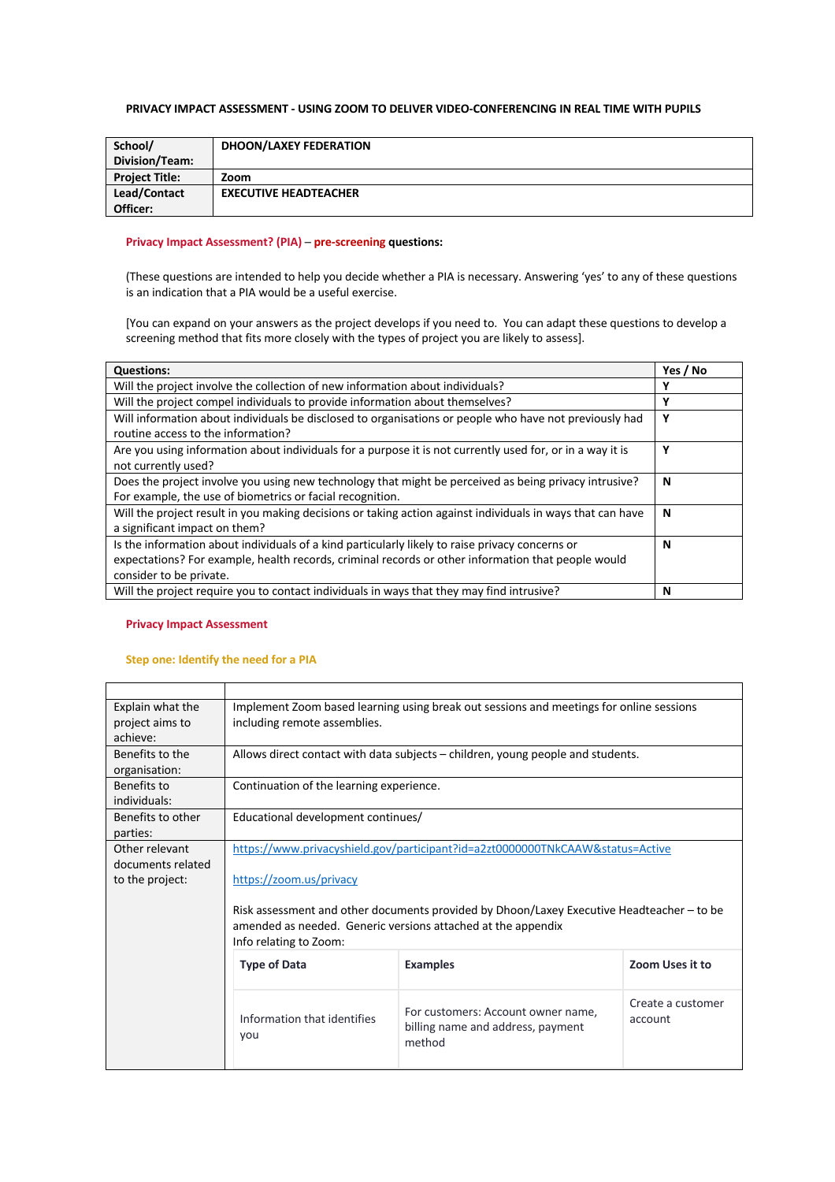**PRIVACY IMPACT ASSESSMENT - USING ZOOM TO DELIVER VIDEO-CONFERENCING IN REAL TIME WITH PUPILS**

| School/ Division/Team: | DHOON/LAXEY FEDERATION |
|---|---|
| Project Title: | Zoom |
| Lead/Contact Officer: | EXECUTIVE HEADTEACHER |

**Privacy Impact Assessment? (PIA) – pre-screening questions:**

(These questions are intended to help you decide whether a PIA is necessary. Answering 'yes' to any of these questions is an indication that a PIA would be a useful exercise.

[You can expand on your answers as the project develops if you need to. You can adapt these questions to develop a screening method that fits more closely with the types of project you are likely to assess].

| Questions: | Yes / No |
|---|---|
| Will the project involve the collection of new information about individuals? | Y |
| Will the project compel individuals to provide information about themselves? | Y |
| Will information about individuals be disclosed to organisations or people who have not previously had routine access to the information? | Y |
| Are you using information about individuals for a purpose it is not currently used for, or in a way it is not currently used? | Y |
| Does the project involve you using new technology that might be perceived as being privacy intrusive? For example, the use of biometrics or facial recognition. | N |
| Will the project result in you making decisions or taking action against individuals in ways that can have a significant impact on them? | N |
| Is the information about individuals of a kind particularly likely to raise privacy concerns or expectations? For example, health records, criminal records or other information that people would consider to be private. | N |
| Will the project require you to contact individuals in ways that they may find intrusive? | N |

**Privacy Impact Assessment**

**Step one: Identify the need for a PIA**

| | |
|---|---|
| Explain what the project aims to achieve: | Implement Zoom based learning using break out sessions and meetings for online sessions including remote assemblies. |
| Benefits to the organisation: | Allows direct contact with data subjects – children, young people and students. |
| Benefits to individuals: | Continuation of the learning experience. |
| Benefits to other parties: | Educational development continues/ |
| Other relevant documents related to the project: | https://www.privacyshield.gov/participant?id=a2zt0000000TNkCAAW&status=Active<br><br>https://zoom.us/privacy<br><br>Risk assessment and other documents provided by Dhoon/Laxey Executive Headteacher – to be amended as needed. Generic versions attached at the appendix<br>Info relating to Zoom: |

| Type of Data | Examples | Zoom Uses it to |
|---|---|---|
| Information that identifies you | For customers: Account owner name, billing name and address, payment method | Create a customer account |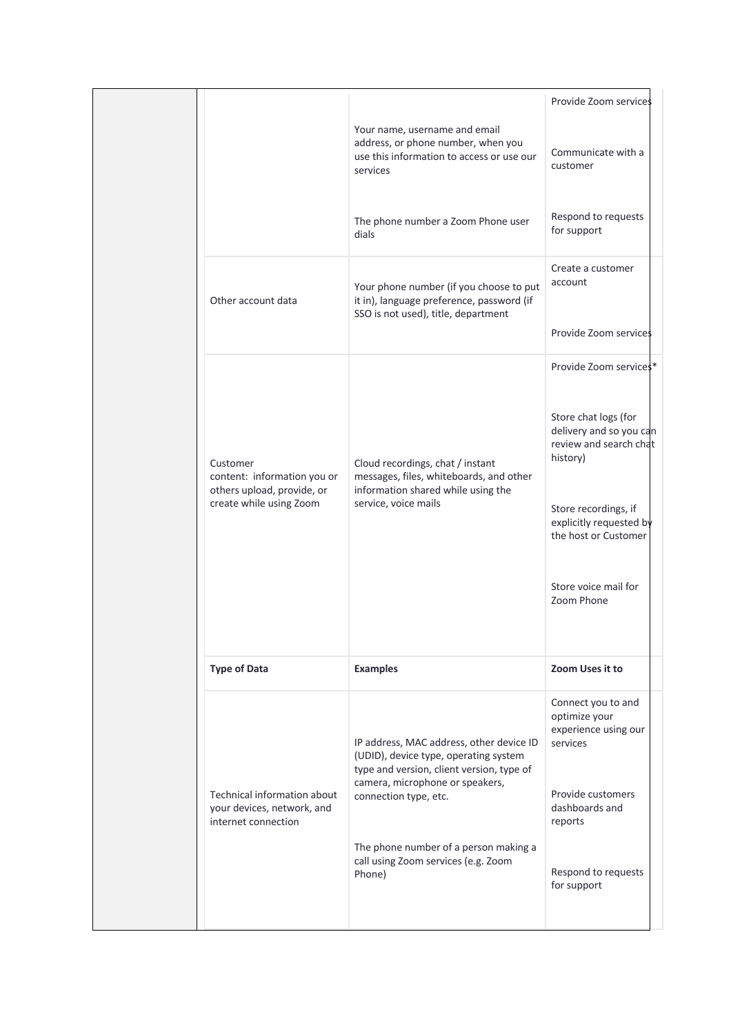| | | | |
|---|---|---|---|
| | | Your name, username and email address, or phone number, when you use this information to access or use our services<br><br>The phone number a Zoom Phone user dials | Provide Zoom services<br><br>Communicate with a customer<br><br>Respond to requests for support |
| | Other account data | Your phone number (if you choose to put it in), language preference, password (if SSO is not used), title, department | Create a customer account<br><br>Provide Zoom services |
| | Customer content: information you or others upload, provide, or create while using Zoom | Cloud recordings, chat / instant messages, files, whiteboards, and other information shared while using the service, voice mails | Provide Zoom services*<br><br>Store chat logs (for delivery and so you can review and search chat history)<br><br>Store recordings, if explicitly requested by the host or Customer<br><br>Store voice mail for Zoom Phone |
| | **Type of Data** | **Examples** | **Zoom Uses it to** |
| | Technical information about your devices, network, and internet connection | IP address, MAC address, other device ID (UDID), device type, operating system type and version, client version, type of camera, microphone or speakers, connection type, etc.<br><br>The phone number of a person making a call using Zoom services (e.g. Zoom Phone) | Connect you to and optimize your experience using our services<br><br>Provide customers dashboards and reports<br><br>Respond to requests for support |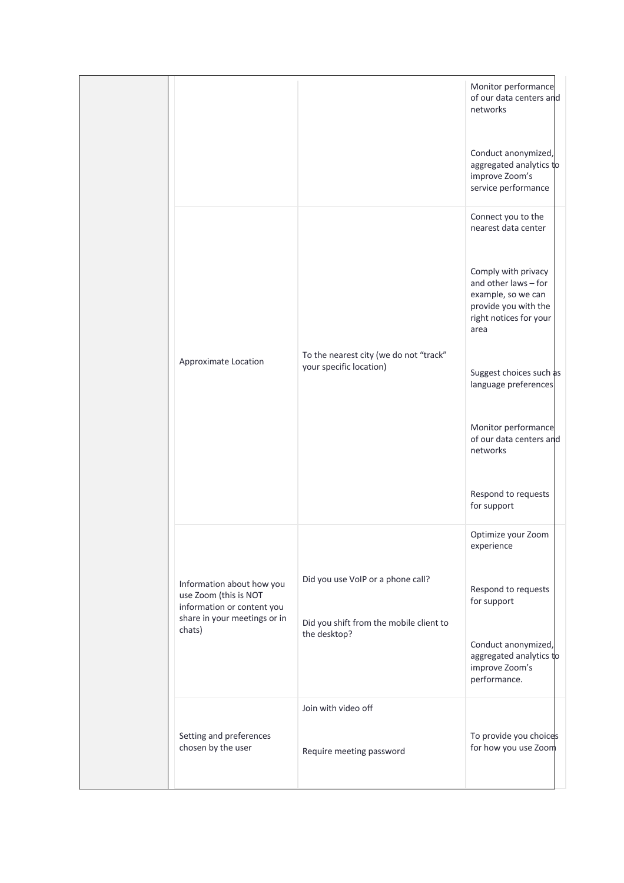| | | | |
|---|---|---|---|
| | | | Monitor performance of our data centers and networks<br><br>Conduct anonymized, aggregated analytics to improve Zoom's service performance |
| | Approximate Location | To the nearest city (we do not "track" your specific location) | Connect you to the nearest data center<br><br>Comply with privacy and other laws – for example, so we can provide you with the right notices for your area<br><br>Suggest choices such as language preferences<br><br>Monitor performance of our data centers and networks<br><br>Respond to requests for support |
| | Information about how you use Zoom (this is NOT information or content you share in your meetings or in chats) | Did you use VoIP or a phone call?<br><br>Did you shift from the mobile client to the desktop? | Optimize your Zoom experience<br><br>Respond to requests for support<br><br>Conduct anonymized, aggregated analytics to improve Zoom's performance. |
| | Setting and preferences chosen by the user | Join with video off<br><br>Require meeting password | To provide you choices for how you use Zoom |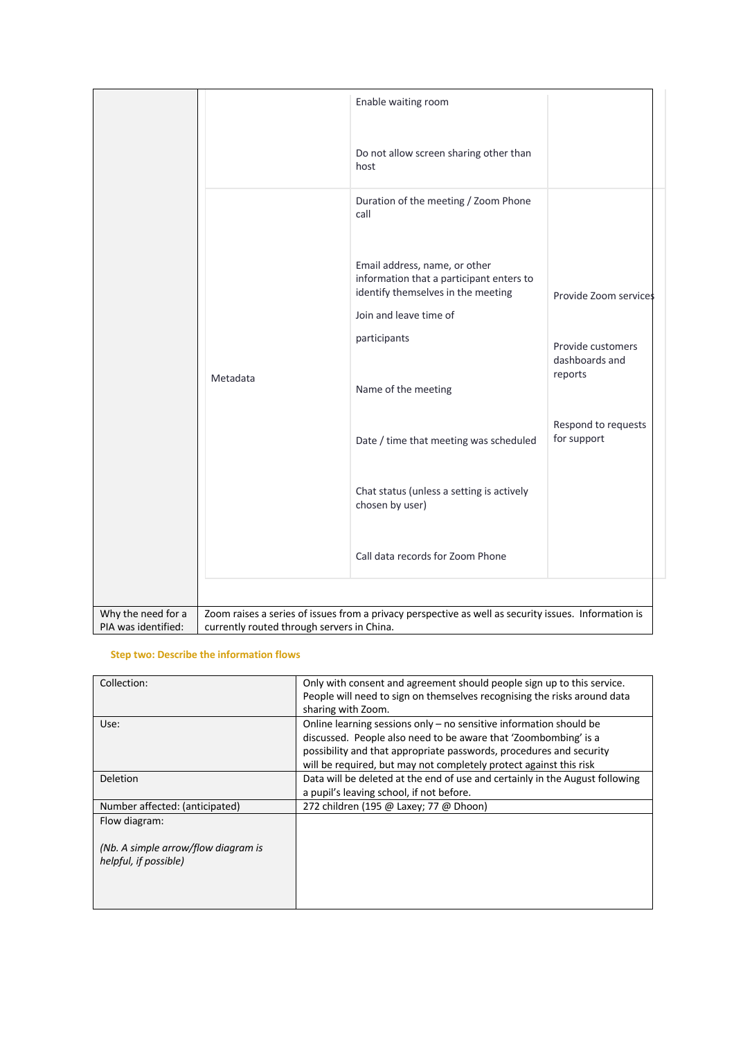| | | | |
|---|---|---|---|
| | | Enable waiting room<br><br>Do not allow screen sharing other than host | |
| | Metadata | Duration of the meeting / Zoom Phone call<br><br>Email address, name, or other information that a participant enters to identify themselves in the meeting<br><br>Join and leave time of participants<br><br>Name of the meeting<br><br>Date / time that meeting was scheduled<br><br>Chat status (unless a setting is actively chosen by user)<br><br>Call data records for Zoom Phone | Provide Zoom services<br><br>Provide customers dashboards and reports<br><br>Respond to requests for support |
| Why the need for a PIA was identified: | Zoom raises a series of issues from a privacy perspective as well as security issues. Information is currently routed through servers in China. | | |

**Step two: Describe the information flows**

| | |
|---|---|
| Collection: | Only with consent and agreement should people sign up to this service. People will need to sign on themselves recognising the risks around data sharing with Zoom. |
| Use: | Online learning sessions only – no sensitive information should be discussed. People also need to be aware that 'Zoombombing' is a possibility and that appropriate passwords, procedures and security will be required, but may not completely protect against this risk |
| Deletion | Data will be deleted at the end of use and certainly in the August following a pupil's leaving school, if not before. |
| Number affected: (anticipated) | 272 children (195 @ Laxey; 77 @ Dhoon) |
| Flow diagram:<br><br>*(Nb. A simple arrow/flow diagram is helpful, if possible)* | |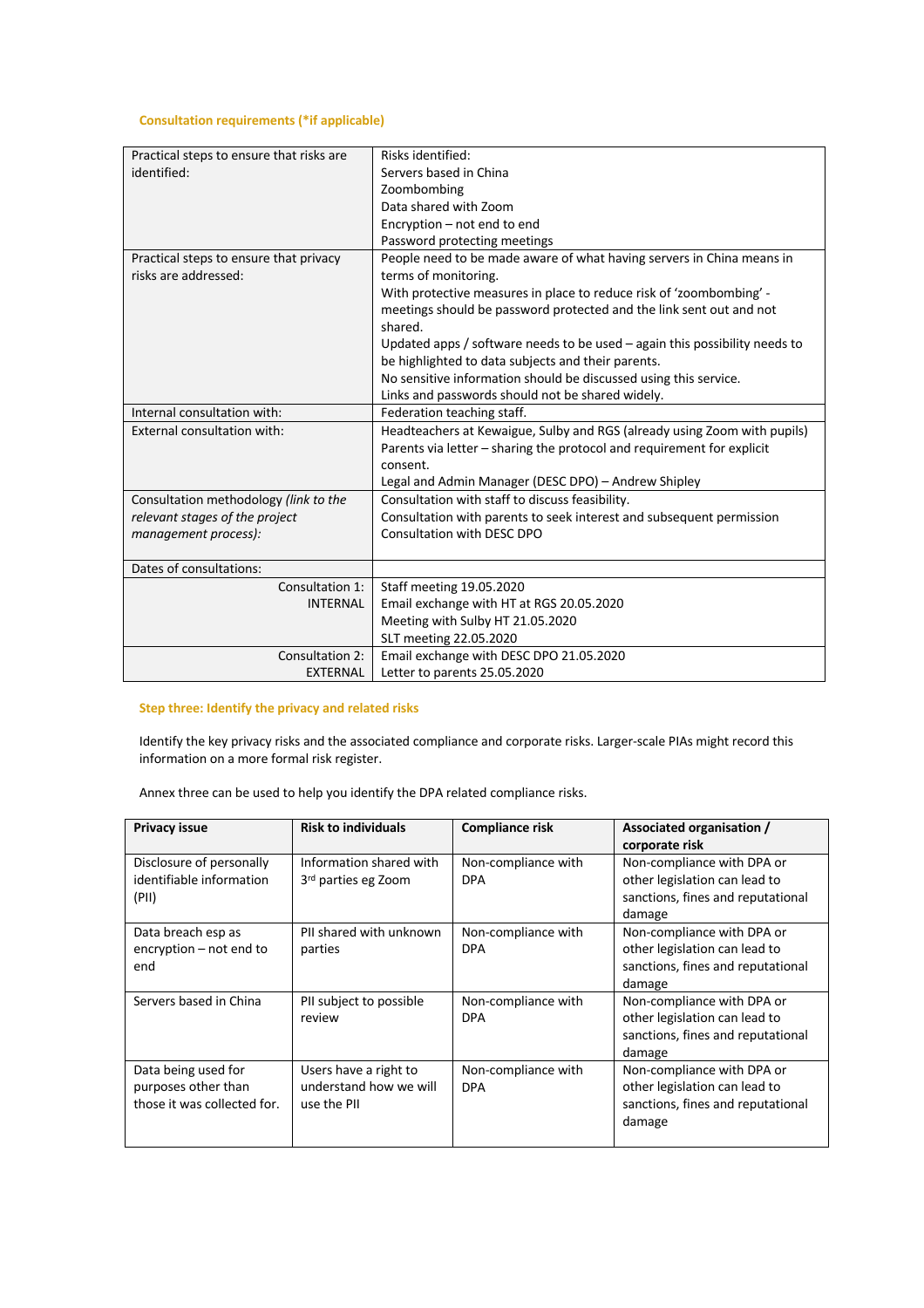### Consultation requirements (*if applicable)

| | |
|---|---|
| Practical steps to ensure that risks are identified: | Risks identified:<br>Servers based in China<br>Zoombombing<br>Data shared with Zoom<br>Encryption – not end to end<br>Password protecting meetings |
| Practical steps to ensure that privacy risks are addressed: | People need to be made aware of what having servers in China means in terms of monitoring.<br>With protective measures in place to reduce risk of 'zoombombing' - meetings should be password protected and the link sent out and not shared.<br>Updated apps / software needs to be used – again this possibility needs to be highlighted to data subjects and their parents.<br>No sensitive information should be discussed using this service.<br>Links and passwords should not be shared widely. |
| Internal consultation with: | Federation teaching staff. |
| External consultation with: | Headteachers at Kewaigue, Sulby and RGS (already using Zoom with pupils)<br>Parents via letter – sharing the protocol and requirement for explicit consent.<br>Legal and Admin Manager (DESC DPO) – Andrew Shipley |
| Consultation methodology *(link to the relevant stages of the project management process)*: | Consultation with staff to discuss feasibility.<br>Consultation with parents to seek interest and subsequent permission<br>Consultation with DESC DPO |
| Dates of consultations: | |
| Consultation 1: INTERNAL | Staff meeting 19.05.2020<br>Email exchange with HT at RGS 20.05.2020<br>Meeting with Sulby HT 21.05.2020<br>SLT meeting 22.05.2020 |
| Consultation 2: EXTERNAL | Email exchange with DESC DPO 21.05.2020<br>Letter to parents 25.05.2020 |

### Step three: Identify the privacy and related risks

Identify the key privacy risks and the associated compliance and corporate risks. Larger-scale PIAs might record this information on a more formal risk register.

Annex three can be used to help you identify the DPA related compliance risks.

| Privacy issue | Risk to individuals | Compliance risk | Associated organisation / corporate risk |
|---|---|---|---|
| Disclosure of personally identifiable information (PII) | Information shared with 3rd parties eg Zoom | Non-compliance with DPA | Non-compliance with DPA or other legislation can lead to sanctions, fines and reputational damage |
| Data breach esp as encryption – not end to end | PII shared with unknown parties | Non-compliance with DPA | Non-compliance with DPA or other legislation can lead to sanctions, fines and reputational damage |
| Servers based in China | PII subject to possible review | Non-compliance with DPA | Non-compliance with DPA or other legislation can lead to sanctions, fines and reputational damage |
| Data being used for purposes other than those it was collected for. | Users have a right to understand how we will use the PII | Non-compliance with DPA | Non-compliance with DPA or other legislation can lead to sanctions, fines and reputational damage |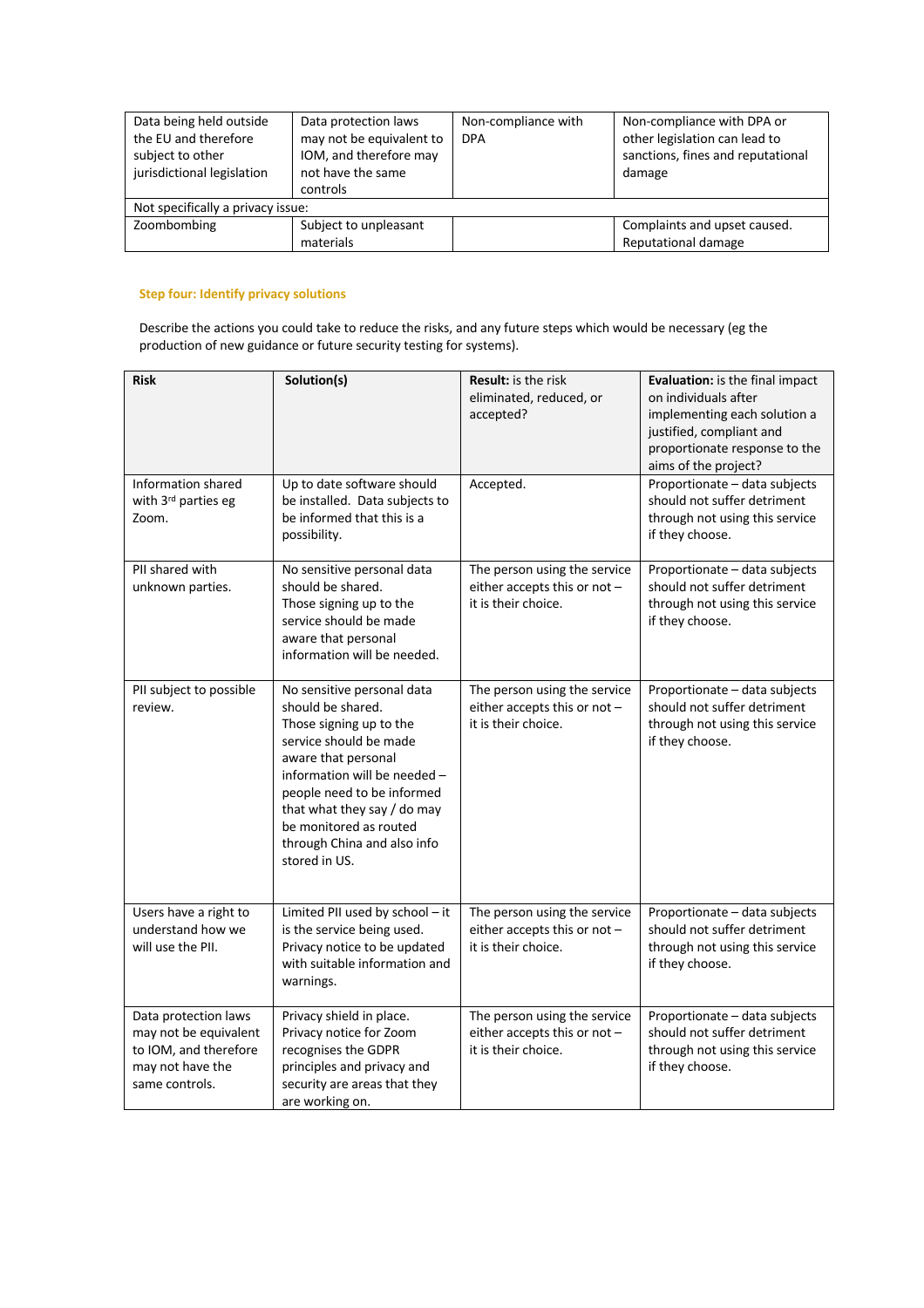| | | | |
|---|---|---|---|
| Data being held outside the EU and therefore subject to other jurisdictional legislation | Data protection laws may not be equivalent to IOM, and therefore may not have the same controls | Non-compliance with DPA | Non-compliance with DPA or other legislation can lead to sanctions, fines and reputational damage |
| Not specifically a privacy issue: | | | |
| Zoombombing | Subject to unpleasant materials | | Complaints and upset caused. Reputational damage |

**Step four: Identify privacy solutions**

Describe the actions you could take to reduce the risks, and any future steps which would be necessary (eg the production of new guidance or future security testing for systems).

| **Risk** | **Solution(s)** | **Result:** is the risk eliminated, reduced, or accepted? | **Evaluation:** is the final impact on individuals after implementing each solution a justified, compliant and proportionate response to the aims of the project? |
|---|---|---|---|
| Information shared with 3rd parties eg Zoom. | Up to date software should be installed. Data subjects to be informed that this is a possibility. | Accepted. | Proportionate – data subjects should not suffer detriment through not using this service if they choose. |
| PII shared with unknown parties. | No sensitive personal data should be shared. Those signing up to the service should be made aware that personal information will be needed. | The person using the service either accepts this or not – it is their choice. | Proportionate – data subjects should not suffer detriment through not using this service if they choose. |
| PII subject to possible review. | No sensitive personal data should be shared. Those signing up to the service should be made aware that personal information will be needed – people need to be informed that what they say / do may be monitored as routed through China and also info stored in US. | The person using the service either accepts this or not – it is their choice. | Proportionate – data subjects should not suffer detriment through not using this service if they choose. |
| Users have a right to understand how we will use the PII. | Limited PII used by school – it is the service being used. Privacy notice to be updated with suitable information and warnings. | The person using the service either accepts this or not – it is their choice. | Proportionate – data subjects should not suffer detriment through not using this service if they choose. |
| Data protection laws may not be equivalent to IOM, and therefore may not have the same controls. | Privacy shield in place. Privacy notice for Zoom recognises the GDPR principles and privacy and security are areas that they are working on. | The person using the service either accepts this or not – it is their choice. | Proportionate – data subjects should not suffer detriment through not using this service if they choose. |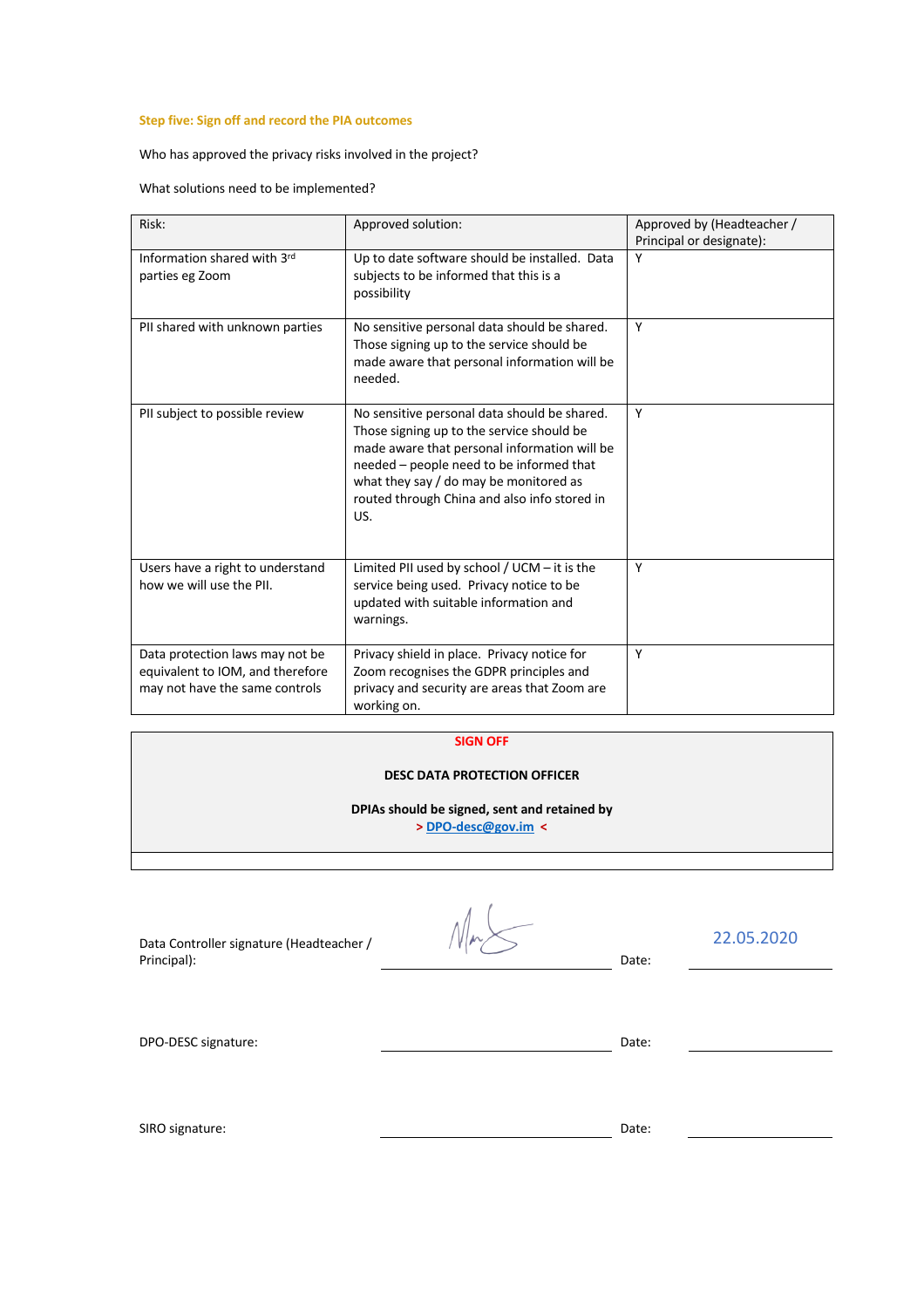### Step five: Sign off and record the PIA outcomes

Who has approved the privacy risks involved in the project?

What solutions need to be implemented?

| Risk: | Approved solution: | Approved by (Headteacher / Principal or designate): |
|---|---|---|
| Information shared with 3rd parties eg Zoom | Up to date software should be installed. Data subjects to be informed that this is a possibility | Y |
| PII shared with unknown parties | No sensitive personal data should be shared. Those signing up to the service should be made aware that personal information will be needed. | Y |
| PII subject to possible review | No sensitive personal data should be shared. Those signing up to the service should be made aware that personal information will be needed – people need to be informed that what they say / do may be monitored as routed through China and also info stored in US. | Y |
| Users have a right to understand how we will use the PII. | Limited PII used by school / UCM – it is the service being used. Privacy notice to be updated with suitable information and warnings. | Y |
| Data protection laws may not be equivalent to IOM, and therefore may not have the same controls | Privacy shield in place. Privacy notice for Zoom recognises the GDPR principles and privacy and security are areas that Zoom are working on. | Y |

**SIGN OFF**

**DESC DATA PROTECTION OFFICER**

**DPIAs should be signed, sent and retained by**
**> DPO-desc@gov.im <**

Data Controller signature (Headteacher / Principal): [signature] Date: 22.05.2020

DPO-DESC signature: ______________________ Date: ____________

SIRO signature: ______________________ Date: ____________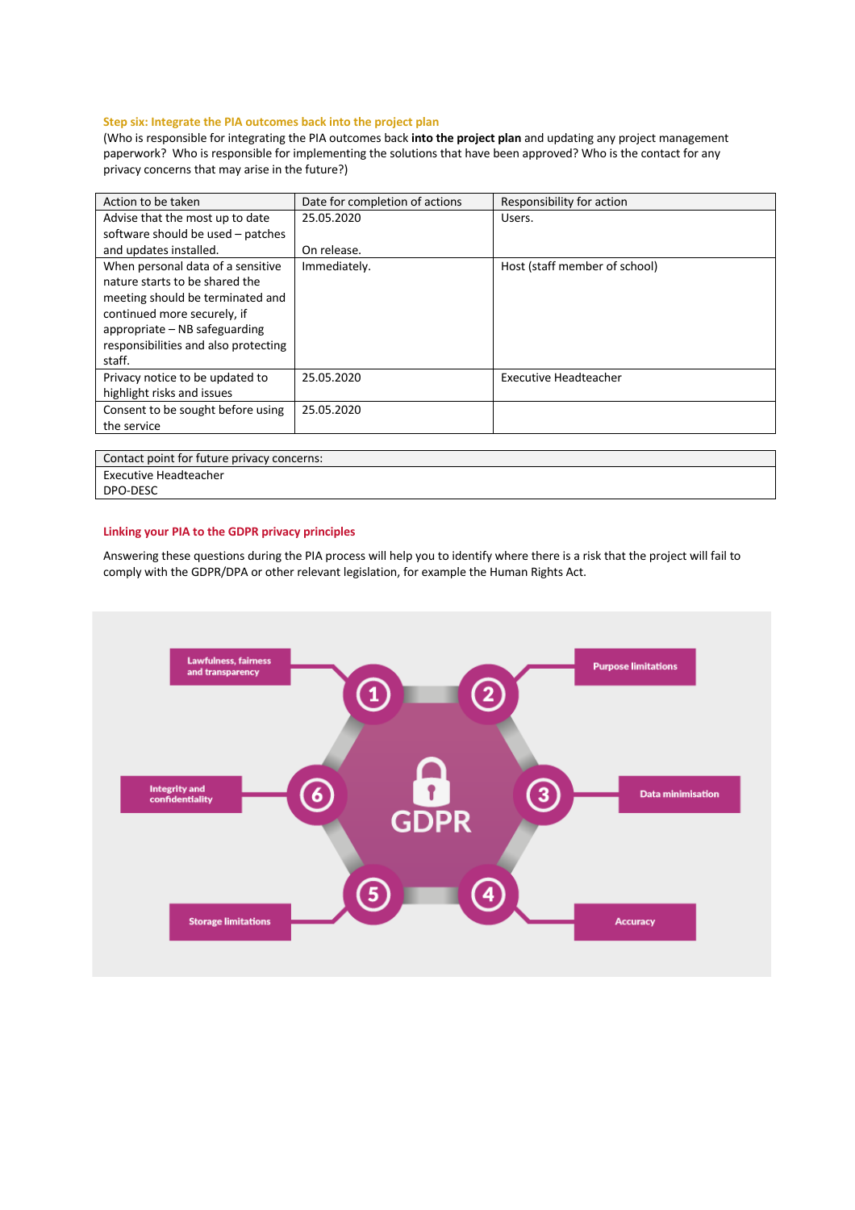### Step six: Integrate the PIA outcomes back into the project plan

(Who is responsible for integrating the PIA outcomes back **into the project plan** and updating any project management paperwork? Who is responsible for implementing the solutions that have been approved? Who is the contact for any privacy concerns that may arise in the future?)

| Action to be taken | Date for completion of actions | Responsibility for action |
|---|---|---|
| Advise that the most up to date software should be used – patches and updates installed. | 25.05.2020<br><br>On release. | Users. |
| When personal data of a sensitive nature starts to be shared the meeting should be terminated and continued more securely, if appropriate – NB safeguarding responsibilities and also protecting staff. | Immediately. | Host (staff member of school) |
| Privacy notice to be updated to highlight risks and issues | 25.05.2020 | Executive Headteacher |
| Consent to be sought before using the service | 25.05.2020 | |

| Contact point for future privacy concerns: |
|---|
| Executive Headteacher<br>DPO-DESC |

### Linking your PIA to the GDPR privacy principles

Answering these questions during the PIA process will help you to identify where there is a risk that the project will fail to comply with the GDPR/DPA or other relevant legislation, for example the Human Rights Act.

GDPR

1. Lawfulness, fairness and transparency
2. Purpose limitations
3. Data minimisation
4. Accuracy
5. Storage limitations
6. Integrity and confidentiality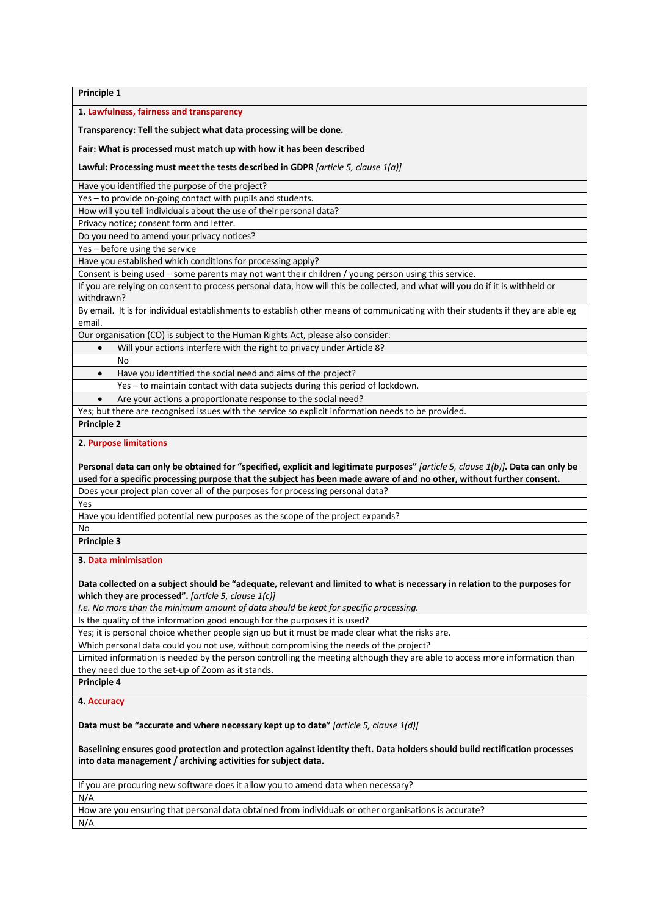**Principle 1**

**1. Lawfulness, fairness and transparency**

**Transparency: Tell the subject what data processing will be done.**

**Fair: What is processed must match up with how it has been described**

**Lawful: Processing must meet the tests described in GDPR** *[article 5, clause 1(a)]*

Have you identified the purpose of the project?

Yes – to provide on-going contact with pupils and students.

How will you tell individuals about the use of their personal data?

Privacy notice; consent form and letter.

Do you need to amend your privacy notices?

Yes – before using the service

Have you established which conditions for processing apply?

Consent is being used – some parents may not want their children / young person using this service.

If you are relying on consent to process personal data, how will this be collected, and what will you do if it is withheld or withdrawn?

By email. It is for individual establishments to establish other means of communicating with their students if they are able eg email.

Our organisation (CO) is subject to the Human Rights Act, please also consider:

- Will your actions interfere with the right to privacy under Article 8?

  No

- Have you identified the social need and aims of the project?

  Yes – to maintain contact with data subjects during this period of lockdown.

- Are your actions a proportionate response to the social need?

Yes; but there are recognised issues with the service so explicit information needs to be provided.

**Principle 2**

**2. Purpose limitations**

**Personal data can only be obtained for "specified, explicit and legitimate purposes"** *[article 5, clause 1(b)]*. **Data can only be used for a specific processing purpose that the subject has been made aware of and no other, without further consent.**

Does your project plan cover all of the purposes for processing personal data?

Yes

Have you identified potential new purposes as the scope of the project expands?

No

**Principle 3**

**3. Data minimisation**

**Data collected on a subject should be "adequate, relevant and limited to what is necessary in relation to the purposes for which they are processed".** *[article 5, clause 1(c)]*

*I.e. No more than the minimum amount of data should be kept for specific processing.*

Is the quality of the information good enough for the purposes it is used?

Yes; it is personal choice whether people sign up but it must be made clear what the risks are.

Which personal data could you not use, without compromising the needs of the project?

Limited information is needed by the person controlling the meeting although they are able to access more information than they need due to the set-up of Zoom as it stands.

**Principle 4**

**4. Accuracy**

**Data must be "accurate and where necessary kept up to date"** *[article 5, clause 1(d)]*

**Baselining ensures good protection and protection against identity theft. Data holders should build rectification processes into data management / archiving activities for subject data.**

If you are procuring new software does it allow you to amend data when necessary?

N/A

How are you ensuring that personal data obtained from individuals or other organisations is accurate?

N/A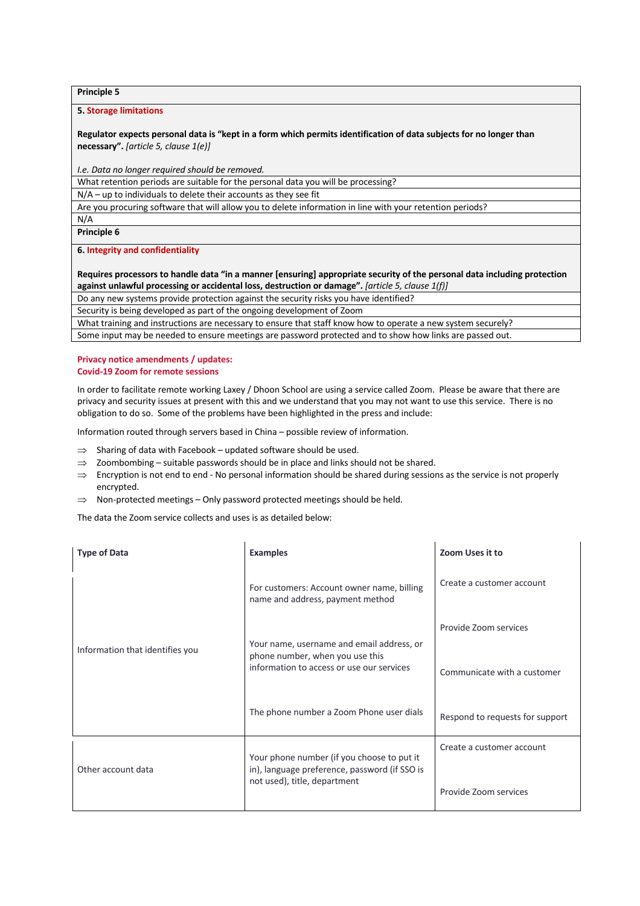| Principle 5 |
|---|
| **5. Storage limitations**<br><br>**Regulator expects personal data is "kept in a form which permits identification of data subjects for no longer than necessary".** *[article 5, clause 1(e)]*<br><br>*I.e. Data no longer required should be removed.* |
| What retention periods are suitable for the personal data you will be processing? |
| N/A – up to individuals to delete their accounts as they see fit |
| Are you procuring software that will allow you to delete information in line with your retention periods? |
| N/A |
| **Principle 6** |
| **6. Integrity and confidentiality**<br><br>**Requires processors to handle data "in a manner [ensuring] appropriate security of the personal data including protection against unlawful processing or accidental loss, destruction or damage".** *[article 5, clause 1(f)]* |
| Do any new systems provide protection against the security risks you have identified? |
| Security is being developed as part of the ongoing development of Zoom |
| What training and instructions are necessary to ensure that staff know how to operate a new system securely? |
| Some input may be needed to ensure meetings are password protected and to show how links are passed out. |

**Privacy notice amendments / updates:**
**Covid-19 Zoom for remote sessions**

In order to facilitate remote working Laxey / Dhoon School are using a service called Zoom. Please be aware that there are privacy and security issues at present with this and we understand that you may not want to use this service. There is no obligation to do so. Some of the problems have been highlighted in the press and include:

Information routed through servers based in China – possible review of information.

- ⇒ Sharing of data with Facebook – updated software should be used.
- ⇒ Zoombombing – suitable passwords should be in place and links should not be shared.
- ⇒ Encryption is not end to end - No personal information should be shared during sessions as the service is not properly encrypted.
- ⇒ Non-protected meetings – Only password protected meetings should be held.

The data the Zoom service collects and uses is as detailed below:

| Type of Data | Examples | Zoom Uses it to |
|---|---|---|
| Information that identifies you | For customers: Account owner name, billing name and address, payment method<br><br>Your name, username and email address, or phone number, when you use this information to access or use our services<br><br>The phone number a Zoom Phone user dials | Create a customer account<br><br>Provide Zoom services<br><br>Communicate with a customer<br><br>Respond to requests for support |
| Other account data | Your phone number (if you choose to put it in), language preference, password (if SSO is not used), title, department | Create a customer account<br><br>Provide Zoom services |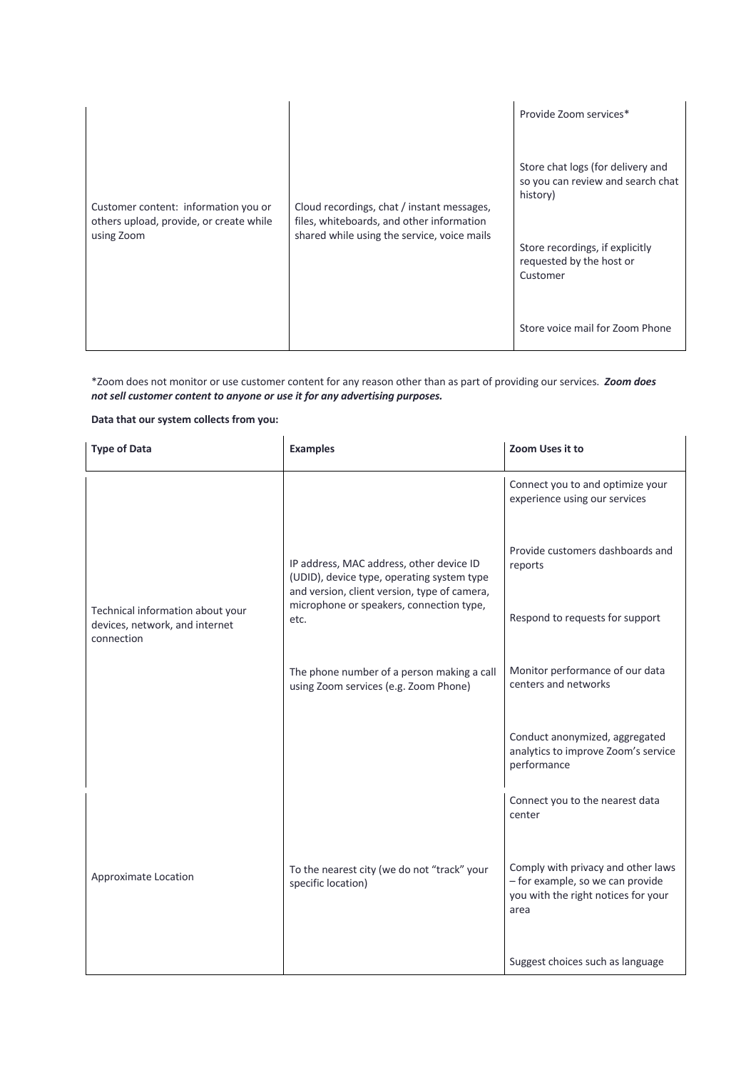| | | |
|---|---|---|
| Customer content: information you or others upload, provide, or create while using Zoom | Cloud recordings, chat / instant messages, files, whiteboards, and other information shared while using the service, voice mails | Provide Zoom services*<br><br>Store chat logs (for delivery and so you can review and search chat history)<br><br>Store recordings, if explicitly requested by the host or Customer<br><br>Store voice mail for Zoom Phone |

*Zoom does not monitor or use customer content for any reason other than as part of providing our services. ***Zoom does not sell customer content to anyone or use it for any advertising purposes.***

**Data that our system collects from you:**

| **Type of Data** | **Examples** | **Zoom Uses it to** |
|---|---|---|
| Technical information about your devices, network, and internet connection | IP address, MAC address, other device ID (UDID), device type, operating system type and version, client version, type of camera, microphone or speakers, connection type, etc.<br><br>The phone number of a person making a call using Zoom services (e.g. Zoom Phone) | Connect you to and optimize your experience using our services<br><br>Provide customers dashboards and reports<br><br>Respond to requests for support<br><br>Monitor performance of our data centers and networks<br><br>Conduct anonymized, aggregated analytics to improve Zoom's service performance |
| Approximate Location | To the nearest city (we do not "track" your specific location) | Connect you to the nearest data center<br><br>Comply with privacy and other laws – for example, so we can provide you with the right notices for your area<br><br>Suggest choices such as language |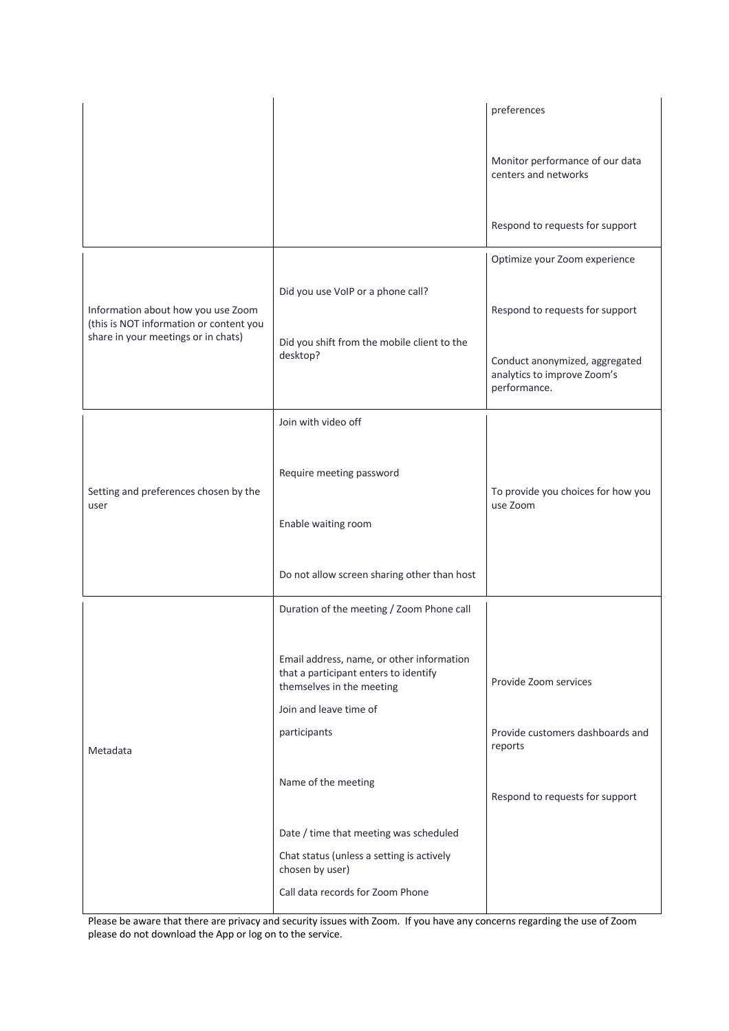| | | |
|---|---|---|
| | | preferences<br><br>Monitor performance of our data centers and networks<br><br>Respond to requests for support |
| Information about how you use Zoom (this is NOT information or content you share in your meetings or in chats) | Did you use VoIP or a phone call?<br><br>Did you shift from the mobile client to the desktop? | Optimize your Zoom experience<br><br>Respond to requests for support<br><br>Conduct anonymized, aggregated analytics to improve Zoom's performance. |
| Setting and preferences chosen by the user | Join with video off<br><br>Require meeting password<br><br>Enable waiting room<br><br>Do not allow screen sharing other than host | To provide you choices for how you use Zoom |
| Metadata | Duration of the meeting / Zoom Phone call<br><br>Email address, name, or other information that a participant enters to identify themselves in the meeting<br><br>Join and leave time of<br><br>participants<br><br>Name of the meeting<br><br>Date / time that meeting was scheduled<br><br>Chat status (unless a setting is actively chosen by user)<br><br>Call data records for Zoom Phone | Provide Zoom services<br><br>Provide customers dashboards and reports<br><br>Respond to requests for support |

Please be aware that there are privacy and security issues with Zoom. If you have any concerns regarding the use of Zoom please do not download the App or log on to the service.